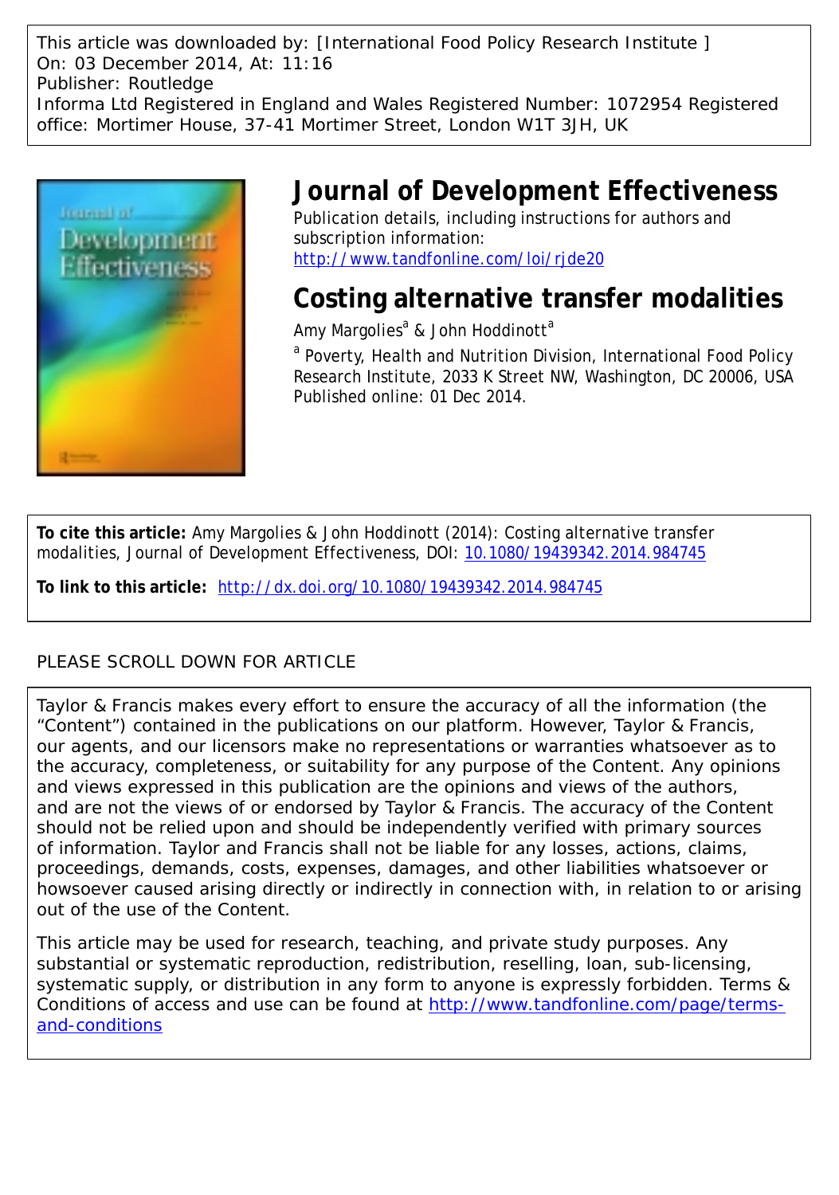This article was downloaded by: [International Food Policy Research Institute ]
On: 03 December 2014, At: 11:16
Publisher: Routledge
Informa Ltd Registered in England and Wales Registered Number: 1072954 Registered office: Mortimer House, 37-41 Mortimer Street, London W1T 3JH, UK

# Journal of Development Effectiveness

Publication details, including instructions for authors and subscription information:
http://www.tandfonline.com/loi/rjde20

# Costing alternative transfer modalities

Amy Margolies[a] & John Hoddinott[a]

[a] Poverty, Health and Nutrition Division, International Food Policy Research Institute, 2033 K Street NW, Washington, DC 20006, USA
Published online: 01 Dec 2014.

**To cite this article:** Amy Margolies & John Hoddinott (2014): Costing alternative transfer modalities, Journal of Development Effectiveness, DOI: 10.1080/19439342.2014.984745

**To link to this article:** http://dx.doi.org/10.1080/19439342.2014.984745

PLEASE SCROLL DOWN FOR ARTICLE

Taylor & Francis makes every effort to ensure the accuracy of all the information (the "Content") contained in the publications on our platform. However, Taylor & Francis, our agents, and our licensors make no representations or warranties whatsoever as to the accuracy, completeness, or suitability for any purpose of the Content. Any opinions and views expressed in this publication are the opinions and views of the authors, and are not the views of or endorsed by Taylor & Francis. The accuracy of the Content should not be relied upon and should be independently verified with primary sources of information. Taylor and Francis shall not be liable for any losses, actions, claims, proceedings, demands, costs, expenses, damages, and other liabilities whatsoever or howsoever caused arising directly or indirectly in connection with, in relation to or arising out of the use of the Content.

This article may be used for research, teaching, and private study purposes. Any substantial or systematic reproduction, redistribution, reselling, loan, sub-licensing, systematic supply, or distribution in any form to anyone is expressly forbidden. Terms & Conditions of access and use can be found at http://www.tandfonline.com/page/terms-and-conditions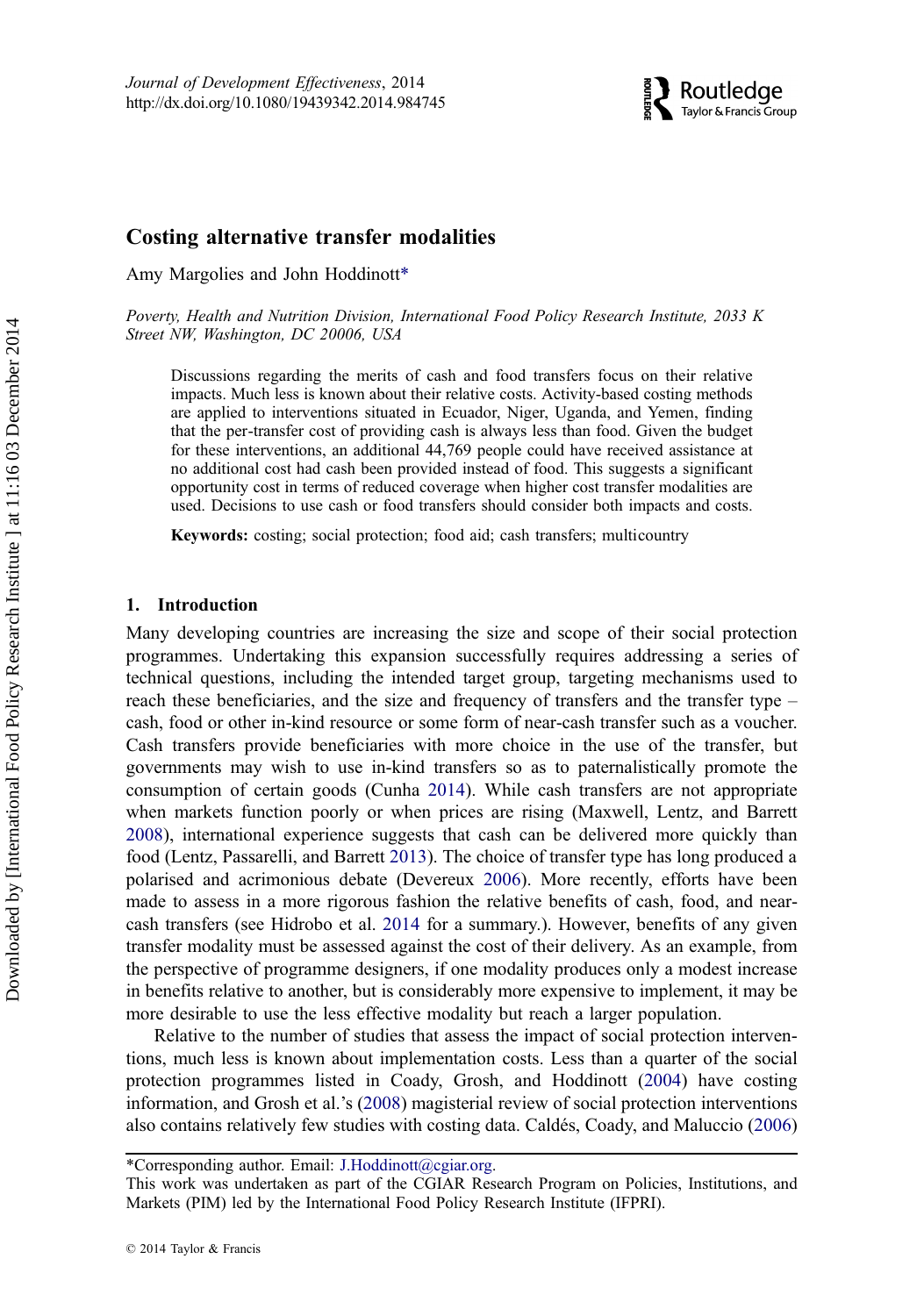# Costing alternative transfer modalities

Amy Margolies and John Hoddinott*

*Poverty, Health and Nutrition Division, International Food Policy Research Institute, 2033 K Street NW, Washington, DC 20006, USA*

> Discussions regarding the merits of cash and food transfers focus on their relative impacts. Much less is known about their relative costs. Activity-based costing methods are applied to interventions situated in Ecuador, Niger, Uganda, and Yemen, finding that the per-transfer cost of providing cash is always less than food. Given the budget for these interventions, an additional 44,769 people could have received assistance at no additional cost had cash been provided instead of food. This suggests a significant opportunity cost in terms of reduced coverage when higher cost transfer modalities are used. Decisions to use cash or food transfers should consider both impacts and costs.
>
> **Keywords:** costing; social protection; food aid; cash transfers; multicountry

## 1. Introduction

Many developing countries are increasing the size and scope of their social protection programmes. Undertaking this expansion successfully requires addressing a series of technical questions, including the intended target group, targeting mechanisms used to reach these beneficiaries, and the size and frequency of transfers and the transfer type – cash, food or other in-kind resource or some form of near-cash transfer such as a voucher. Cash transfers provide beneficiaries with more choice in the use of the transfer, but governments may wish to use in-kind transfers so as to paternalistically promote the consumption of certain goods (Cunha 2014). While cash transfers are not appropriate when markets function poorly or when prices are rising (Maxwell, Lentz, and Barrett 2008), international experience suggests that cash can be delivered more quickly than food (Lentz, Passarelli, and Barrett 2013). The choice of transfer type has long produced a polarised and acrimonious debate (Devereux 2006). More recently, efforts have been made to assess in a more rigorous fashion the relative benefits of cash, food, and near-cash transfers (see Hidrobo et al. 2014 for a summary.). However, benefits of any given transfer modality must be assessed against the cost of their delivery. As an example, from the perspective of programme designers, if one modality produces only a modest increase in benefits relative to another, but is considerably more expensive to implement, it may be more desirable to use the less effective modality but reach a larger population.

Relative to the number of studies that assess the impact of social protection interventions, much less is known about implementation costs. Less than a quarter of the social protection programmes listed in Coady, Grosh, and Hoddinott (2004) have costing information, and Grosh et al.'s (2008) magisterial review of social protection interventions also contains relatively few studies with costing data. Caldés, Coady, and Maluccio (2006)

---

*Corresponding author. Email: J.Hoddinott@cgiar.org.

This work was undertaken as part of the CGIAR Research Program on Policies, Institutions, and Markets (PIM) led by the International Food Policy Research Institute (IFPRI).

© 2014 Taylor & Francis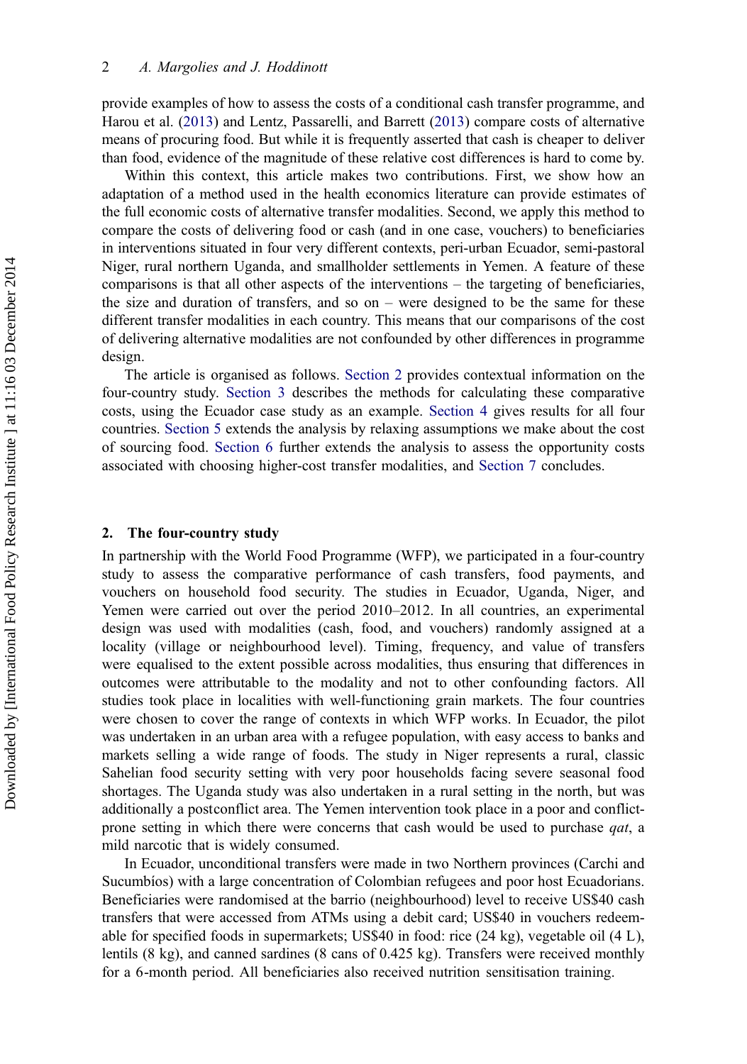provide examples of how to assess the costs of a conditional cash transfer programme, and Harou et al. (2013) and Lentz, Passarelli, and Barrett (2013) compare costs of alternative means of procuring food. But while it is frequently asserted that cash is cheaper to deliver than food, evidence of the magnitude of these relative cost differences is hard to come by.

Within this context, this article makes two contributions. First, we show how an adaptation of a method used in the health economics literature can provide estimates of the full economic costs of alternative transfer modalities. Second, we apply this method to compare the costs of delivering food or cash (and in one case, vouchers) to beneficiaries in interventions situated in four very different contexts, peri-urban Ecuador, semi-pastoral Niger, rural northern Uganda, and smallholder settlements in Yemen. A feature of these comparisons is that all other aspects of the interventions – the targeting of beneficiaries, the size and duration of transfers, and so on – were designed to be the same for these different transfer modalities in each country. This means that our comparisons of the cost of delivering alternative modalities are not confounded by other differences in programme design.

The article is organised as follows. Section 2 provides contextual information on the four-country study. Section 3 describes the methods for calculating these comparative costs, using the Ecuador case study as an example. Section 4 gives results for all four countries. Section 5 extends the analysis by relaxing assumptions we make about the cost of sourcing food. Section 6 further extends the analysis to assess the opportunity costs associated with choosing higher-cost transfer modalities, and Section 7 concludes.

## 2. The four-country study

In partnership with the World Food Programme (WFP), we participated in a four-country study to assess the comparative performance of cash transfers, food payments, and vouchers on household food security. The studies in Ecuador, Uganda, Niger, and Yemen were carried out over the period 2010–2012. In all countries, an experimental design was used with modalities (cash, food, and vouchers) randomly assigned at a locality (village or neighbourhood level). Timing, frequency, and value of transfers were equalised to the extent possible across modalities, thus ensuring that differences in outcomes were attributable to the modality and not to other confounding factors. All studies took place in localities with well-functioning grain markets. The four countries were chosen to cover the range of contexts in which WFP works. In Ecuador, the pilot was undertaken in an urban area with a refugee population, with easy access to banks and markets selling a wide range of foods. The study in Niger represents a rural, classic Sahelian food security setting with very poor households facing severe seasonal food shortages. The Uganda study was also undertaken in a rural setting in the north, but was additionally a postconflict area. The Yemen intervention took place in a poor and conflict-prone setting in which there were concerns that cash would be used to purchase *qat*, a mild narcotic that is widely consumed.

In Ecuador, unconditional transfers were made in two Northern provinces (Carchi and Sucumbíos) with a large concentration of Colombian refugees and poor host Ecuadorians. Beneficiaries were randomised at the barrio (neighbourhood) level to receive US$40 cash transfers that were accessed from ATMs using a debit card; US$40 in vouchers redeemable for specified foods in supermarkets; US$40 in food: rice (24 kg), vegetable oil (4 L), lentils (8 kg), and canned sardines (8 cans of 0.425 kg). Transfers were received monthly for a 6-month period. All beneficiaries also received nutrition sensitisation training.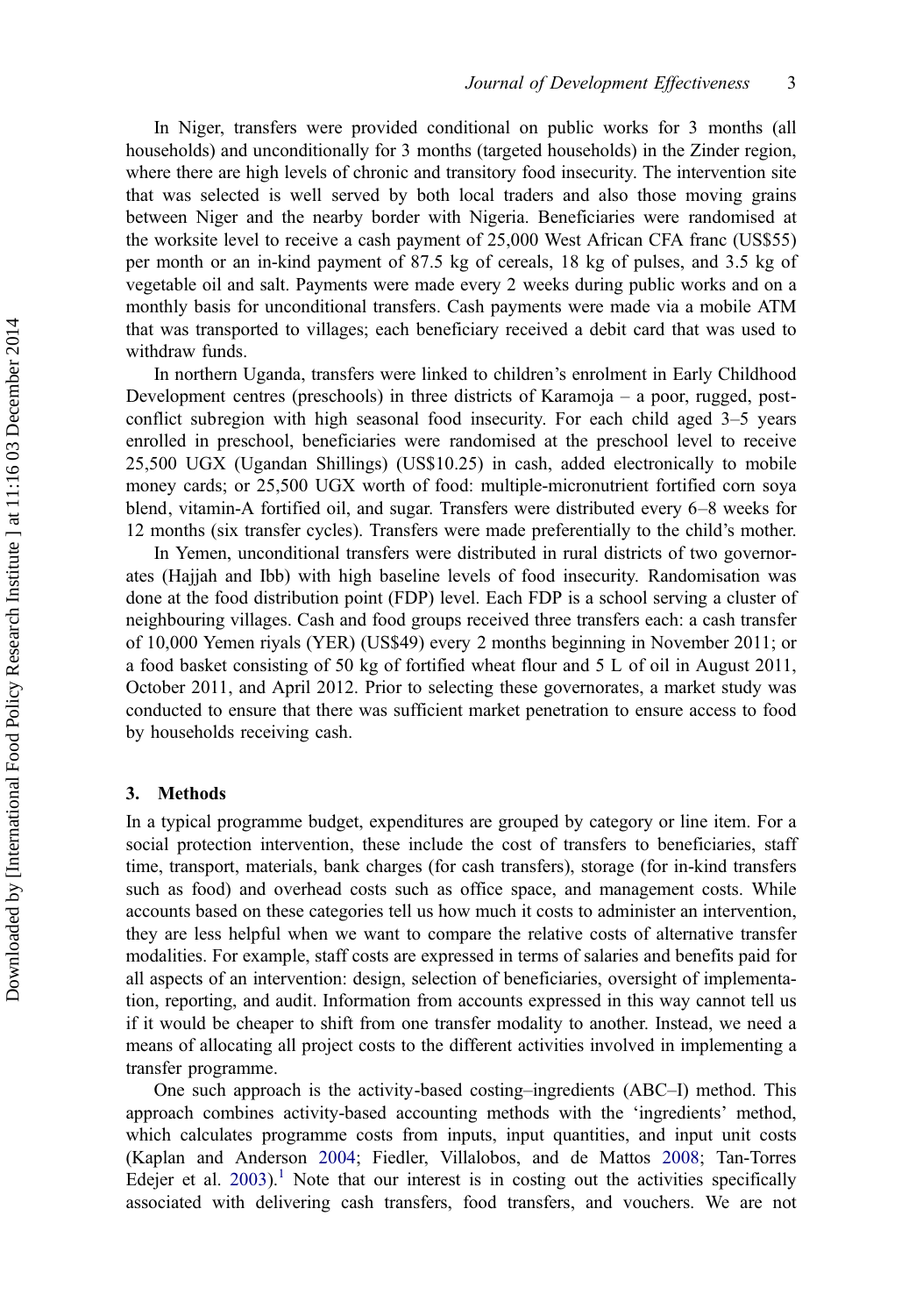In Niger, transfers were provided conditional on public works for 3 months (all households) and unconditionally for 3 months (targeted households) in the Zinder region, where there are high levels of chronic and transitory food insecurity. The intervention site that was selected is well served by both local traders and also those moving grains between Niger and the nearby border with Nigeria. Beneficiaries were randomised at the worksite level to receive a cash payment of 25,000 West African CFA franc (US$55) per month or an in-kind payment of 87.5 kg of cereals, 18 kg of pulses, and 3.5 kg of vegetable oil and salt. Payments were made every 2 weeks during public works and on a monthly basis for unconditional transfers. Cash payments were made via a mobile ATM that was transported to villages; each beneficiary received a debit card that was used to withdraw funds.

In northern Uganda, transfers were linked to children's enrolment in Early Childhood Development centres (preschools) in three districts of Karamoja – a poor, rugged, post-conflict subregion with high seasonal food insecurity. For each child aged 3–5 years enrolled in preschool, beneficiaries were randomised at the preschool level to receive 25,500 UGX (Ugandan Shillings) (US$10.25) in cash, added electronically to mobile money cards; or 25,500 UGX worth of food: multiple-micronutrient fortified corn soya blend, vitamin-A fortified oil, and sugar. Transfers were distributed every 6–8 weeks for 12 months (six transfer cycles). Transfers were made preferentially to the child's mother.

In Yemen, unconditional transfers were distributed in rural districts of two governorates (Hajjah and Ibb) with high baseline levels of food insecurity. Randomisation was done at the food distribution point (FDP) level. Each FDP is a school serving a cluster of neighbouring villages. Cash and food groups received three transfers each: a cash transfer of 10,000 Yemen riyals (YER) (US$49) every 2 months beginning in November 2011; or a food basket consisting of 50 kg of fortified wheat flour and 5 L of oil in August 2011, October 2011, and April 2012. Prior to selecting these governorates, a market study was conducted to ensure that there was sufficient market penetration to ensure access to food by households receiving cash.

## 3. Methods

In a typical programme budget, expenditures are grouped by category or line item. For a social protection intervention, these include the cost of transfers to beneficiaries, staff time, transport, materials, bank charges (for cash transfers), storage (for in-kind transfers such as food) and overhead costs such as office space, and management costs. While accounts based on these categories tell us how much it costs to administer an intervention, they are less helpful when we want to compare the relative costs of alternative transfer modalities. For example, staff costs are expressed in terms of salaries and benefits paid for all aspects of an intervention: design, selection of beneficiaries, oversight of implementation, reporting, and audit. Information from accounts expressed in this way cannot tell us if it would be cheaper to shift from one transfer modality to another. Instead, we need a means of allocating all project costs to the different activities involved in implementing a transfer programme.

One such approach is the activity-based costing–ingredients (ABC–I) method. This approach combines activity-based accounting methods with the 'ingredients' method, which calculates programme costs from inputs, input quantities, and input unit costs (Kaplan and Anderson 2004; Fiedler, Villalobos, and de Mattos 2008; Tan-Torres Edejer et al. 2003).[1] Note that our interest is in costing out the activities specifically associated with delivering cash transfers, food transfers, and vouchers. We are not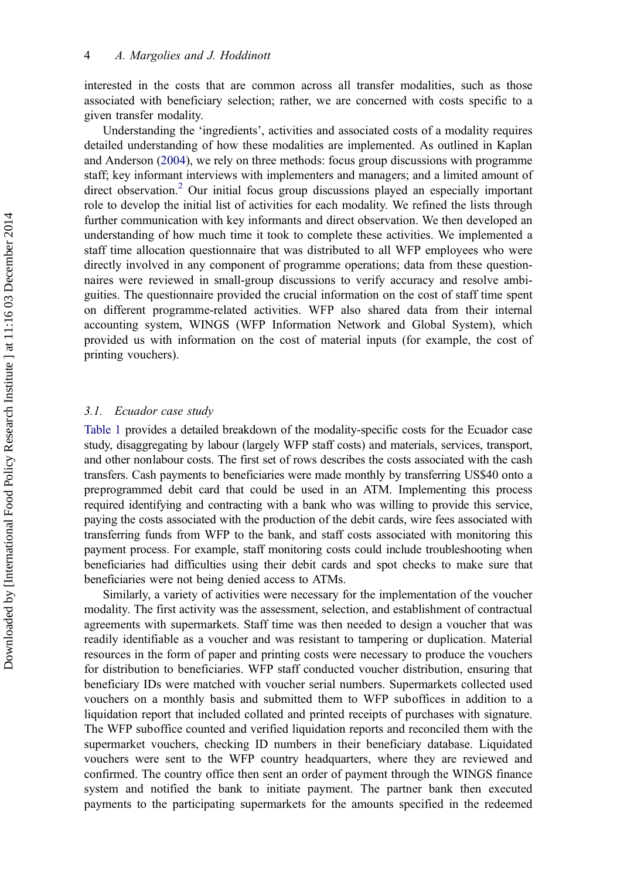interested in the costs that are common across all transfer modalities, such as those associated with beneficiary selection; rather, we are concerned with costs specific to a given transfer modality.

Understanding the 'ingredients', activities and associated costs of a modality requires detailed understanding of how these modalities are implemented. As outlined in Kaplan and Anderson (2004), we rely on three methods: focus group discussions with programme staff; key informant interviews with implementers and managers; and a limited amount of direct observation.[2] Our initial focus group discussions played an especially important role to develop the initial list of activities for each modality. We refined the lists through further communication with key informants and direct observation. We then developed an understanding of how much time it took to complete these activities. We implemented a staff time allocation questionnaire that was distributed to all WFP employees who were directly involved in any component of programme operations; data from these questionnaires were reviewed in small-group discussions to verify accuracy and resolve ambiguities. The questionnaire provided the crucial information on the cost of staff time spent on different programme-related activities. WFP also shared data from their internal accounting system, WINGS (WFP Information Network and Global System), which provided us with information on the cost of material inputs (for example, the cost of printing vouchers).

### 3.1. *Ecuador case study*

Table 1 provides a detailed breakdown of the modality-specific costs for the Ecuador case study, disaggregating by labour (largely WFP staff costs) and materials, services, transport, and other nonlabour costs. The first set of rows describes the costs associated with the cash transfers. Cash payments to beneficiaries were made monthly by transferring US$40 onto a preprogrammed debit card that could be used in an ATM. Implementing this process required identifying and contracting with a bank who was willing to provide this service, paying the costs associated with the production of the debit cards, wire fees associated with transferring funds from WFP to the bank, and staff costs associated with monitoring this payment process. For example, staff monitoring costs could include troubleshooting when beneficiaries had difficulties using their debit cards and spot checks to make sure that beneficiaries were not being denied access to ATMs.

Similarly, a variety of activities were necessary for the implementation of the voucher modality. The first activity was the assessment, selection, and establishment of contractual agreements with supermarkets. Staff time was then needed to design a voucher that was readily identifiable as a voucher and was resistant to tampering or duplication. Material resources in the form of paper and printing costs were necessary to produce the vouchers for distribution to beneficiaries. WFP staff conducted voucher distribution, ensuring that beneficiary IDs were matched with voucher serial numbers. Supermarkets collected used vouchers on a monthly basis and submitted them to WFP suboffices in addition to a liquidation report that included collated and printed receipts of purchases with signature. The WFP suboffice counted and verified liquidation reports and reconciled them with the supermarket vouchers, checking ID numbers in their beneficiary database. Liquidated vouchers were sent to the WFP country headquarters, where they are reviewed and confirmed. The country office then sent an order of payment through the WINGS finance system and notified the bank to initiate payment. The partner bank then executed payments to the participating supermarkets for the amounts specified in the redeemed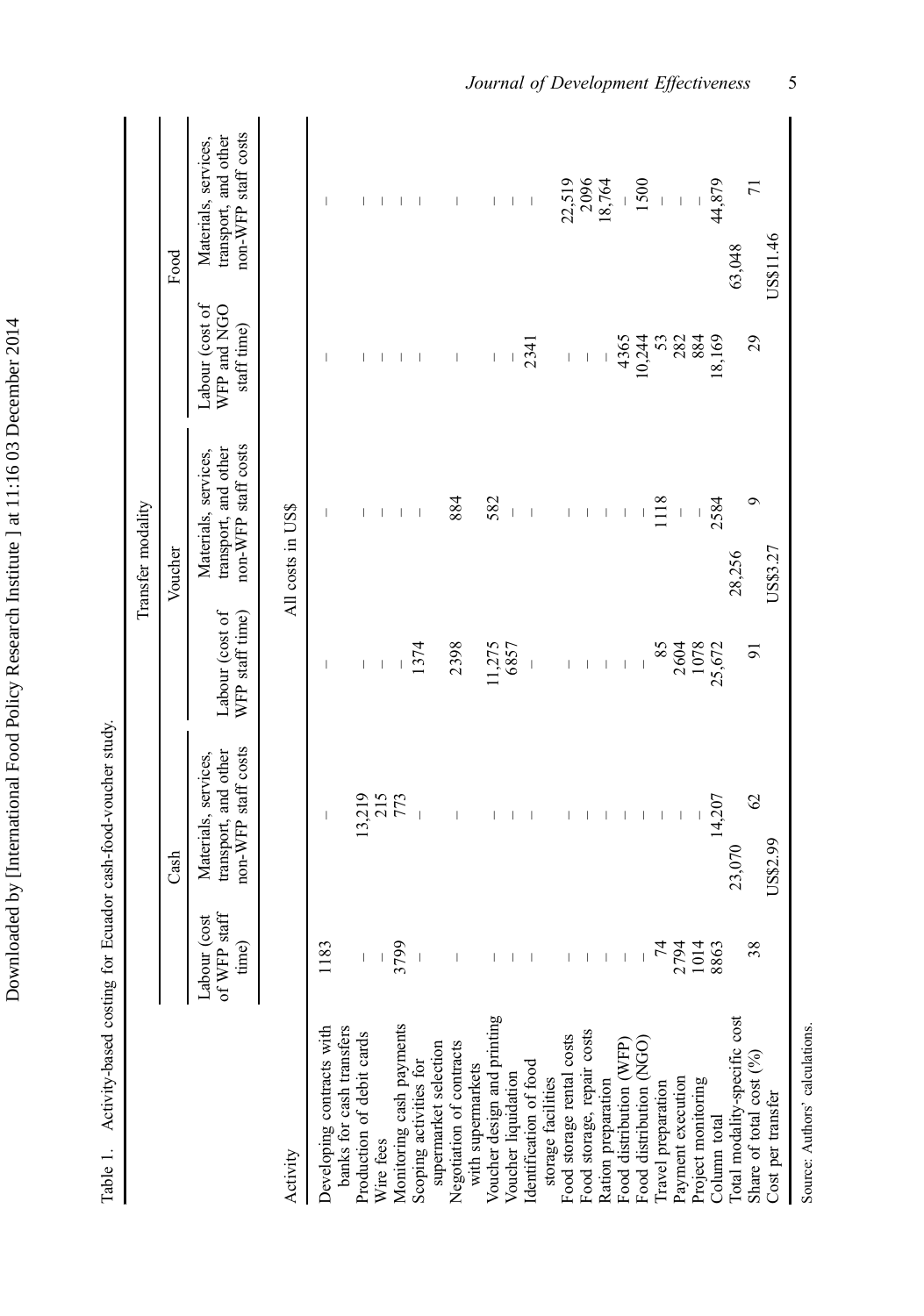Table 1. Activity-based costing for Ecuador cash-food-voucher study.

| Activity | Transfer modality | | | | | |
|---|---|---|---|---|---|---|
| | Cash | | Voucher | | Food | |
| | Labour (cost of WFP staff time) | Materials, services, transport, and other non-WFP staff costs | Labour (cost of WFP staff time) | Materials, services, transport, and other non-WFP staff costs | Labour (cost of WFP and NGO staff time) | Materials, services, transport, and other non-WFP staff costs |
| | All costs in US$ | | | | | |
| Developing contracts with banks for cash transfers | 1183 | – | – | – | – | – |
| Production of debit cards | – | 13,219 | – | – | – | – |
| Wire fees | – | 215 | – | – | – | – |
| Monitoring cash payments | 3799 | 773 | – | – | – | – |
| Scoping activities for supermarket selection | – | – | 1374 | – | – | – |
| Negotiation of contracts with supermarkets | – | – | 2398 | 884 | – | – |
| Voucher design and printing | – | – | 11,275 | 582 | – | – |
| Voucher liquidation | – | – | 6857 | – | – | – |
| Identification of food storage facilities | – | – | – | – | 2341 | – |
| Food storage rental costs | – | – | – | – | – | 22,519 |
| Food storage, repair costs | – | – | – | – | – | 2096 |
| Ration preparation | – | – | – | – | – | 18,764 |
| Food distribution (WFP) | – | – | – | – | 4365 | – |
| Food distribution (NGO) | – | – | – | – | 10,244 | 1500 |
| Travel preparation | 74 | – | 85 | 1118 | 53 | – |
| Payment execution | 2794 | – | 2604 | – | 282 | – |
| Project monitoring | 1014 | – | 1078 | – | 884 | – |
| Column total | 8863 | 14,207 | 25,672 | 2584 | 18,169 | 44,879 |
| Total modality-specific cost | 23,070 | | 28,256 | | 63,048 | |
| Share of total cost (%) | 38 | 62 | 91 | 9 | 29 | 71 |
| Cost per transfer | US$2.99 | | US$3.27 | | US$11.46 | |

Source: Authors' calculations.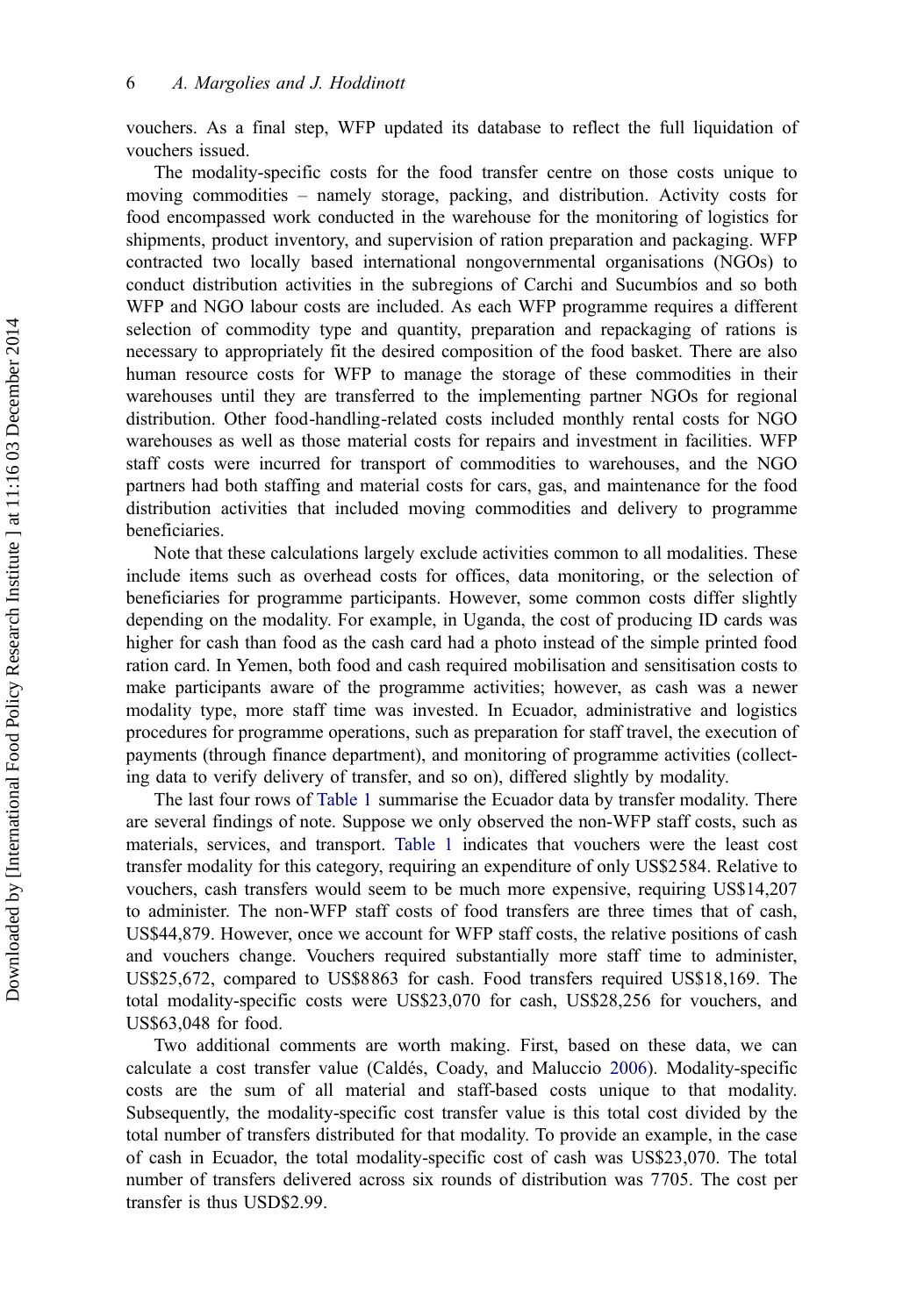vouchers. As a final step, WFP updated its database to reflect the full liquidation of vouchers issued.

The modality-specific costs for the food transfer centre on those costs unique to moving commodities – namely storage, packing, and distribution. Activity costs for food encompassed work conducted in the warehouse for the monitoring of logistics for shipments, product inventory, and supervision of ration preparation and packaging. WFP contracted two locally based international nongovernmental organisations (NGOs) to conduct distribution activities in the subregions of Carchi and Sucumbíos and so both WFP and NGO labour costs are included. As each WFP programme requires a different selection of commodity type and quantity, preparation and repackaging of rations is necessary to appropriately fit the desired composition of the food basket. There are also human resource costs for WFP to manage the storage of these commodities in their warehouses until they are transferred to the implementing partner NGOs for regional distribution. Other food-handling-related costs included monthly rental costs for NGO warehouses as well as those material costs for repairs and investment in facilities. WFP staff costs were incurred for transport of commodities to warehouses, and the NGO partners had both staffing and material costs for cars, gas, and maintenance for the food distribution activities that included moving commodities and delivery to programme beneficiaries.

Note that these calculations largely exclude activities common to all modalities. These include items such as overhead costs for offices, data monitoring, or the selection of beneficiaries for programme participants. However, some common costs differ slightly depending on the modality. For example, in Uganda, the cost of producing ID cards was higher for cash than food as the cash card had a photo instead of the simple printed food ration card. In Yemen, both food and cash required mobilisation and sensitisation costs to make participants aware of the programme activities; however, as cash was a newer modality type, more staff time was invested. In Ecuador, administrative and logistics procedures for programme operations, such as preparation for staff travel, the execution of payments (through finance department), and monitoring of programme activities (collecting data to verify delivery of transfer, and so on), differed slightly by modality.

The last four rows of Table 1 summarise the Ecuador data by transfer modality. There are several findings of note. Suppose we only observed the non-WFP staff costs, such as materials, services, and transport. Table 1 indicates that vouchers were the least cost transfer modality for this category, requiring an expenditure of only US$2584. Relative to vouchers, cash transfers would seem to be much more expensive, requiring US$14,207 to administer. The non-WFP staff costs of food transfers are three times that of cash, US$44,879. However, once we account for WFP staff costs, the relative positions of cash and vouchers change. Vouchers required substantially more staff time to administer, US$25,672, compared to US$8863 for cash. Food transfers required US$18,169. The total modality-specific costs were US$23,070 for cash, US$28,256 for vouchers, and US$63,048 for food.

Two additional comments are worth making. First, based on these data, we can calculate a cost transfer value (Caldés, Coady, and Maluccio 2006). Modality-specific costs are the sum of all material and staff-based costs unique to that modality. Subsequently, the modality-specific cost transfer value is this total cost divided by the total number of transfers distributed for that modality. To provide an example, in the case of cash in Ecuador, the total modality-specific cost of cash was US$23,070. The total number of transfers delivered across six rounds of distribution was 7705. The cost per transfer is thus USD$2.99.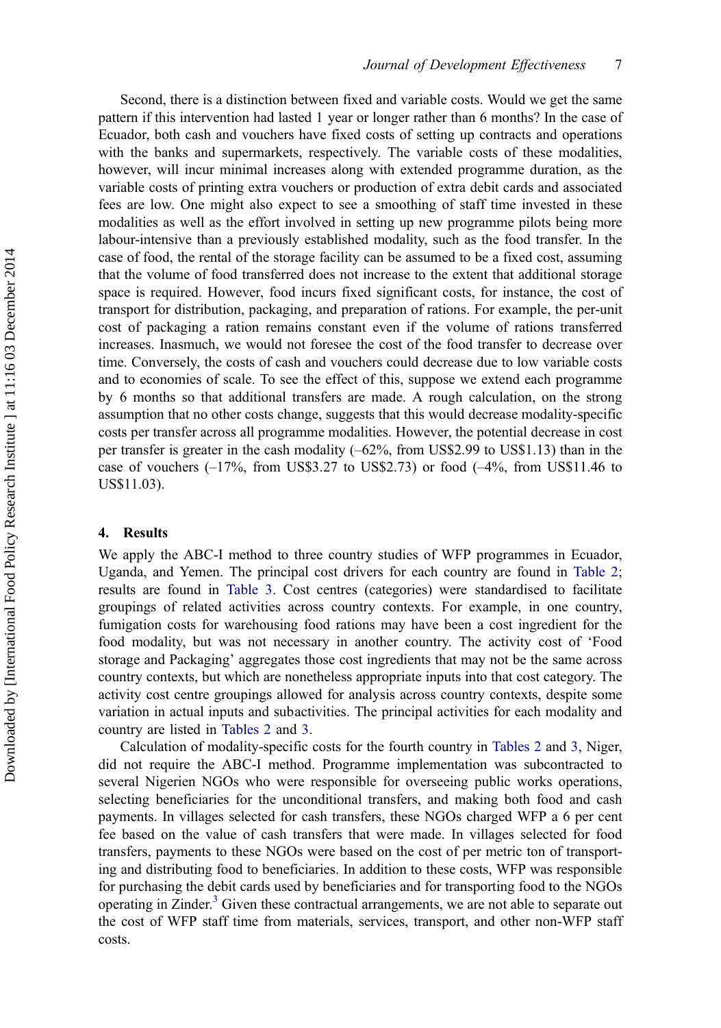Second, there is a distinction between fixed and variable costs. Would we get the same pattern if this intervention had lasted 1 year or longer rather than 6 months? In the case of Ecuador, both cash and vouchers have fixed costs of setting up contracts and operations with the banks and supermarkets, respectively. The variable costs of these modalities, however, will incur minimal increases along with extended programme duration, as the variable costs of printing extra vouchers or production of extra debit cards and associated fees are low. One might also expect to see a smoothing of staff time invested in these modalities as well as the effort involved in setting up new programme pilots being more labour-intensive than a previously established modality, such as the food transfer. In the case of food, the rental of the storage facility can be assumed to be a fixed cost, assuming that the volume of food transferred does not increase to the extent that additional storage space is required. However, food incurs fixed significant costs, for instance, the cost of transport for distribution, packaging, and preparation of rations. For example, the per-unit cost of packaging a ration remains constant even if the volume of rations transferred increases. Inasmuch, we would not foresee the cost of the food transfer to decrease over time. Conversely, the costs of cash and vouchers could decrease due to low variable costs and to economies of scale. To see the effect of this, suppose we extend each programme by 6 months so that additional transfers are made. A rough calculation, on the strong assumption that no other costs change, suggests that this would decrease modality-specific costs per transfer across all programme modalities. However, the potential decrease in cost per transfer is greater in the cash modality (–62%, from US$2.99 to US$1.13) than in the case of vouchers (–17%, from US$3.27 to US$2.73) or food (–4%, from US$11.46 to US$11.03).

## 4. Results

We apply the ABC-I method to three country studies of WFP programmes in Ecuador, Uganda, and Yemen. The principal cost drivers for each country are found in Table 2; results are found in Table 3. Cost centres (categories) were standardised to facilitate groupings of related activities across country contexts. For example, in one country, fumigation costs for warehousing food rations may have been a cost ingredient for the food modality, but was not necessary in another country. The activity cost of 'Food storage and Packaging' aggregates those cost ingredients that may not be the same across country contexts, but which are nonetheless appropriate inputs into that cost category. The activity cost centre groupings allowed for analysis across country contexts, despite some variation in actual inputs and subactivities. The principal activities for each modality and country are listed in Tables 2 and 3.

Calculation of modality-specific costs for the fourth country in Tables 2 and 3, Niger, did not require the ABC-I method. Programme implementation was subcontracted to several Nigerien NGOs who were responsible for overseeing public works operations, selecting beneficiaries for the unconditional transfers, and making both food and cash payments. In villages selected for cash transfers, these NGOs charged WFP a 6 per cent fee based on the value of cash transfers that were made. In villages selected for food transfers, payments to these NGOs were based on the cost of per metric ton of transporting and distributing food to beneficiaries. In addition to these costs, WFP was responsible for purchasing the debit cards used by beneficiaries and for transporting food to the NGOs operating in Zinder.[3] Given these contractual arrangements, we are not able to separate out the cost of WFP staff time from materials, services, transport, and other non-WFP staff costs.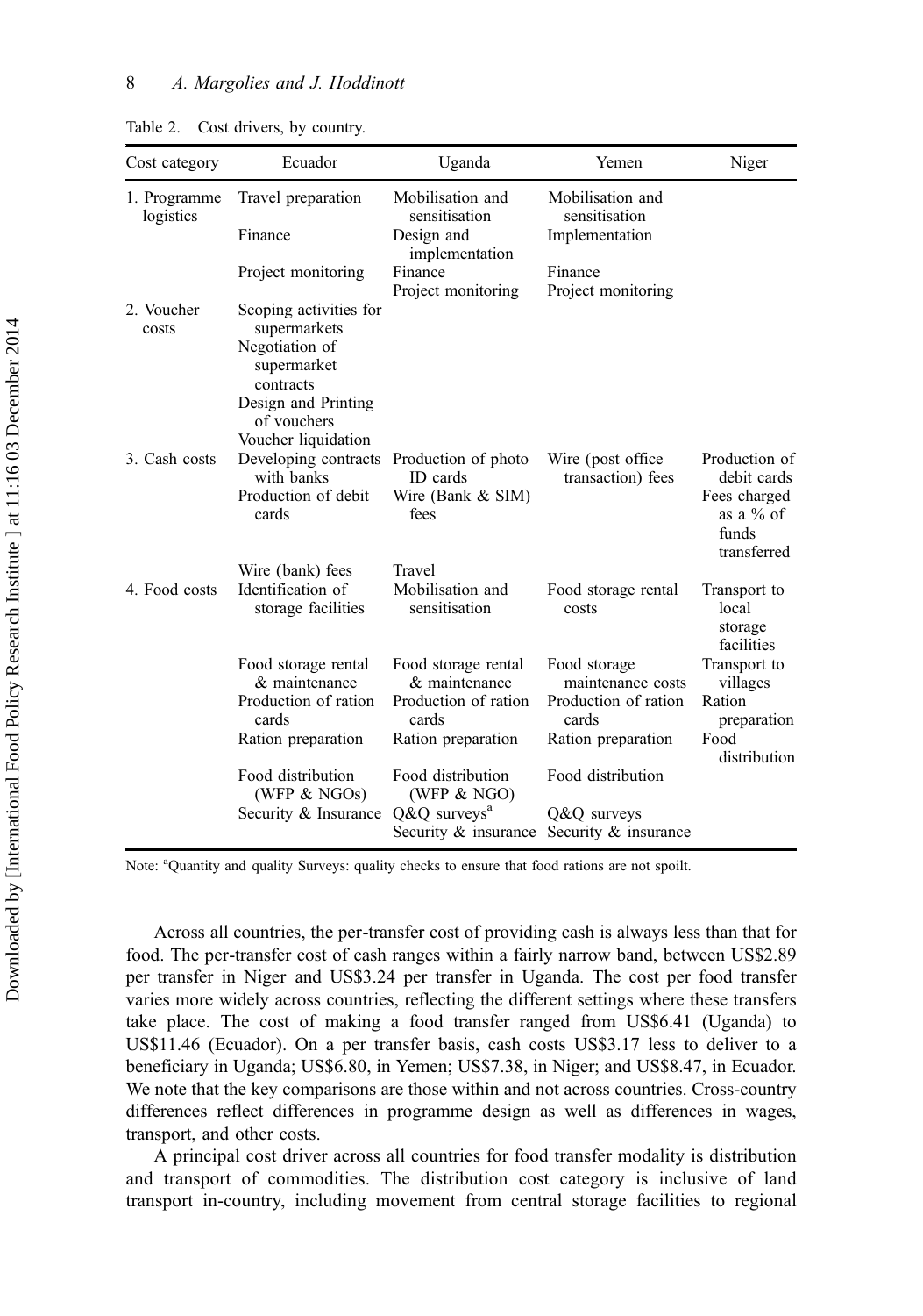Table 2. Cost drivers, by country.

| Cost category | Ecuador | Uganda | Yemen | Niger |
|---|---|---|---|---|
| 1. Programme logistics | Travel preparation | Mobilisation and sensitisation | Mobilisation and sensitisation | |
| | Finance | Design and implementation | Implementation | |
| | Project monitoring | Finance | Finance | |
| | | Project monitoring | Project monitoring | |
| 2. Voucher costs | Scoping activities for supermarkets | | | |
| | Negotiation of supermarket contracts | | | |
| | Design and Printing of vouchers | | | |
| | Voucher liquidation | | | |
| 3. Cash costs | Developing contracts with banks | Production of photo ID cards | Wire (post office transaction) fees | Production of debit cards |
| | Production of debit cards | Wire (Bank & SIM) fees | | Fees charged as a % of funds transferred |
| | Wire (bank) fees | Travel | | |
| 4. Food costs | Identification of storage facilities | Mobilisation and sensitisation | Food storage rental costs | Transport to local storage facilities |
| | Food storage rental & maintenance | Food storage rental & maintenance | Food storage maintenance costs | Transport to villages |
| | Production of ration cards | Production of ration cards | Production of ration cards | Ration preparation |
| | Ration preparation | Ration preparation | Ration preparation | Food distribution |
| | Food distribution (WFP & NGOs) | Food distribution (WFP & NGO) | Food distribution | |
| | Security & Insurance | Q&Q surveys[a] | Q&Q surveys | |
| | | Security & insurance | Security & insurance | |

Note: [a]Quantity and quality Surveys: quality checks to ensure that food rations are not spoilt.

Across all countries, the per-transfer cost of providing cash is always less than that for food. The per-transfer cost of cash ranges within a fairly narrow band, between US$2.89 per transfer in Niger and US$3.24 per transfer in Uganda. The cost per food transfer varies more widely across countries, reflecting the different settings where these transfers take place. The cost of making a food transfer ranged from US$6.41 (Uganda) to US$11.46 (Ecuador). On a per transfer basis, cash costs US$3.17 less to deliver to a beneficiary in Uganda; US$6.80, in Yemen; US$7.38, in Niger; and US$8.47, in Ecuador. We note that the key comparisons are those within and not across countries. Cross-country differences reflect differences in programme design as well as differences in wages, transport, and other costs.

A principal cost driver across all countries for food transfer modality is distribution and transport of commodities. The distribution cost category is inclusive of land transport in-country, including movement from central storage facilities to regional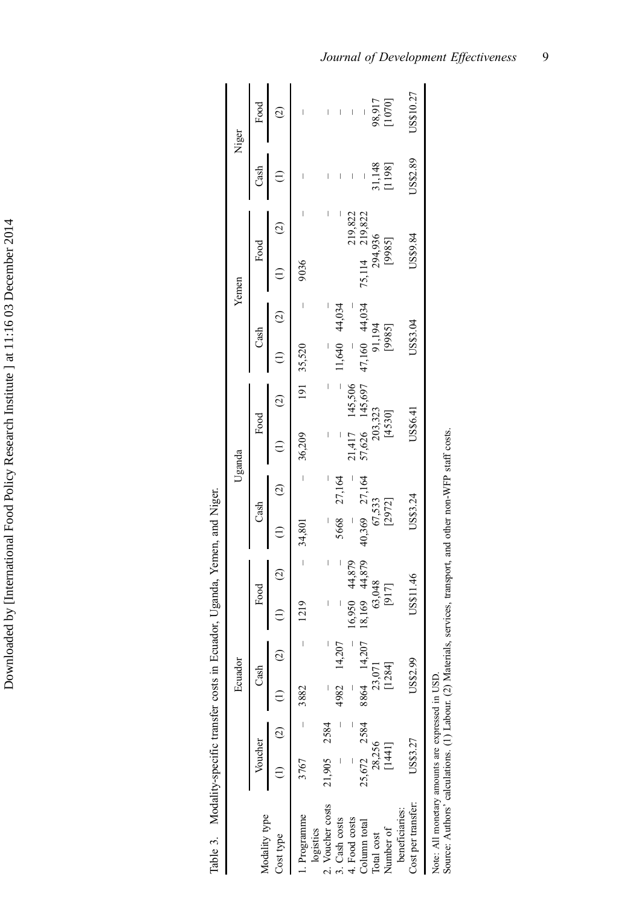Table 3. Modality-specific transfer costs in Ecuador, Uganda, Yemen, and Niger.

| Modality type | Ecuador | | | | | | Uganda | | | | Yemen | | | | Niger | |
|---|---|---|---|---|---|---|---|---|---|---|---|---|---|---|---|---|
| | Voucher | | Cash | | Food | | Cash | | Food | | Cash | | Food | | Cash | Food |
| Cost type | (1) | (2) | (1) | (2) | (1) | (2) | (1) | (2) | (1) | (2) | (1) | (2) | (1) | (2) | (1) | (2) |
| 1. Programme logistics | 3767 | – | 3882 | – | 1219 | – | 34,801 | – | 36,209 | 191 | 35,520 | – | 9036 | – | – | – |
| 2. Voucher costs | 21,905 | 2584 | – | – | – | – | – | – | – | – | – | – | | – | – | – |
| 3. Cash costs | – | – | 4982 | 14,207 | – | – | 5668 | 27,164 | – | – | 11,640 | 44,034 | | – | – | – |
| 4. Food costs | – | – | – | – | 16,950 | 44,879 | – | – | 21,417 | 145,506 | – | – | | 219,822 | – | – |
| Column total | 25,672 | 2584 | 8864 | 14,207 | 18,169 | 44,879 | 40,369 | 27,164 | 57,626 | 145,697 | 47,160 | 44,034 | 75,114 | 219,822 | – | – |
| Total cost | 28,256 | | 23,071 | | 63,048 | | 67,533 | | 203,323 | | 91,194 | | 294,936 | | 31,148 | 98,917 |
| Number of beneficiaries: | [1441] | | [1284] | | [917] | | [2972] | | [4530] | | [9985] | | [9985] | | [1198] | [1070] |
| Cost per transfer: | US$3.27 | | US$2.99 | | US$11.46 | | US$3.24 | | US$6.41 | | US$3.04 | | US$9.84 | | US$2.89 | US$10.27 |

Note: All monetary amounts are expressed in USD.
Source: Authors' calculations. (1) Labour. (2) Materials, services, transport, and other non-WFP staff costs.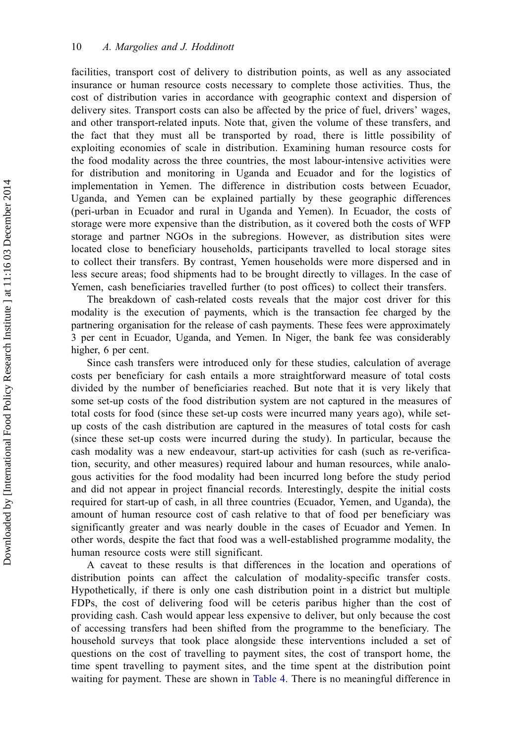facilities, transport cost of delivery to distribution points, as well as any associated insurance or human resource costs necessary to complete those activities. Thus, the cost of distribution varies in accordance with geographic context and dispersion of delivery sites. Transport costs can also be affected by the price of fuel, drivers' wages, and other transport-related inputs. Note that, given the volume of these transfers, and the fact that they must all be transported by road, there is little possibility of exploiting economies of scale in distribution. Examining human resource costs for the food modality across the three countries, the most labour-intensive activities were for distribution and monitoring in Uganda and Ecuador and for the logistics of implementation in Yemen. The difference in distribution costs between Ecuador, Uganda, and Yemen can be explained partially by these geographic differences (peri-urban in Ecuador and rural in Uganda and Yemen). In Ecuador, the costs of storage were more expensive than the distribution, as it covered both the costs of WFP storage and partner NGOs in the subregions. However, as distribution sites were located close to beneficiary households, participants travelled to local storage sites to collect their transfers. By contrast, Yemen households were more dispersed and in less secure areas; food shipments had to be brought directly to villages. In the case of Yemen, cash beneficiaries travelled further (to post offices) to collect their transfers.

The breakdown of cash-related costs reveals that the major cost driver for this modality is the execution of payments, which is the transaction fee charged by the partnering organisation for the release of cash payments. These fees were approximately 3 per cent in Ecuador, Uganda, and Yemen. In Niger, the bank fee was considerably higher, 6 per cent.

Since cash transfers were introduced only for these studies, calculation of average costs per beneficiary for cash entails a more straightforward measure of total costs divided by the number of beneficiaries reached. But note that it is very likely that some set-up costs of the food distribution system are not captured in the measures of total costs for food (since these set-up costs were incurred many years ago), while set-up costs of the cash distribution are captured in the measures of total costs for cash (since these set-up costs were incurred during the study). In particular, because the cash modality was a new endeavour, start-up activities for cash (such as re-verification, security, and other measures) required labour and human resources, while analogous activities for the food modality had been incurred long before the study period and did not appear in project financial records. Interestingly, despite the initial costs required for start-up of cash, in all three countries (Ecuador, Yemen, and Uganda), the amount of human resource cost of cash relative to that of food per beneficiary was significantly greater and was nearly double in the cases of Ecuador and Yemen. In other words, despite the fact that food was a well-established programme modality, the human resource costs were still significant.

A caveat to these results is that differences in the location and operations of distribution points can affect the calculation of modality-specific transfer costs. Hypothetically, if there is only one cash distribution point in a district but multiple FDPs, the cost of delivering food will be ceteris paribus higher than the cost of providing cash. Cash would appear less expensive to deliver, but only because the cost of accessing transfers had been shifted from the programme to the beneficiary. The household surveys that took place alongside these interventions included a set of questions on the cost of travelling to payment sites, the cost of transport home, the time spent travelling to payment sites, and the time spent at the distribution point waiting for payment. These are shown in Table 4. There is no meaningful difference in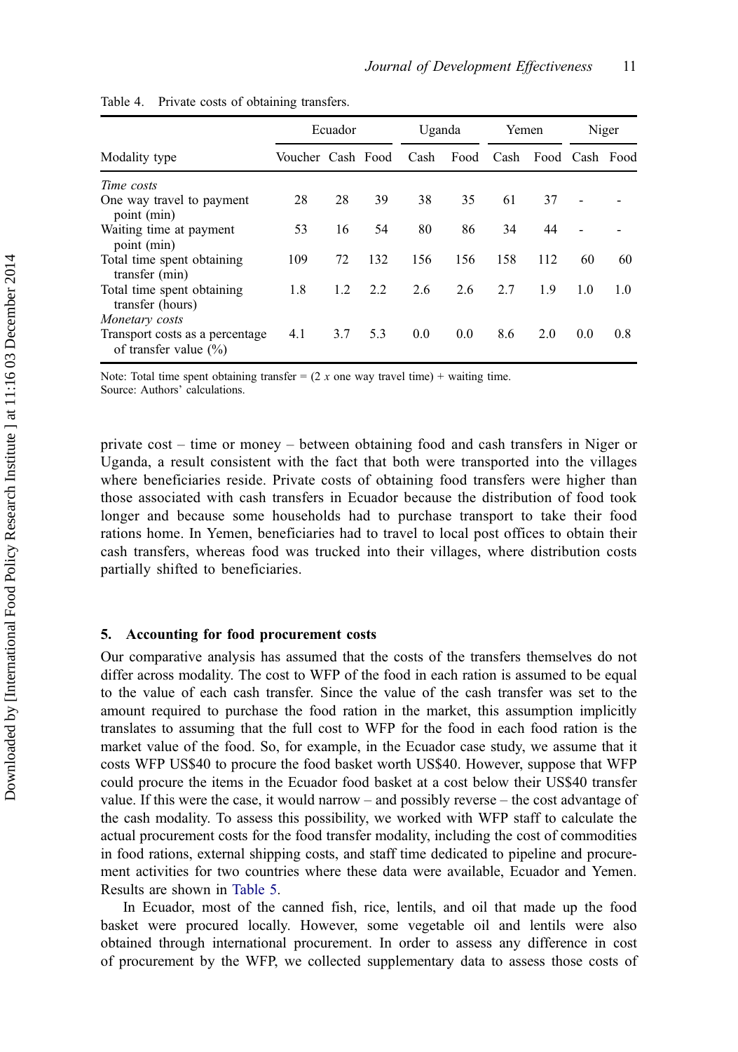Table 4. Private costs of obtaining transfers.

| | Ecuador | | | Uganda | | Yemen | | Niger | |
|---|---|---|---|---|---|---|---|---|---|
| Modality type | Voucher | Cash | Food | Cash | Food | Cash | Food | Cash | Food |
| *Time costs* | | | | | | | | | |
| One way travel to payment point (min) | 28 | 28 | 39 | 38 | 35 | 61 | 37 | - | - |
| Waiting time at payment point (min) | 53 | 16 | 54 | 80 | 86 | 34 | 44 | - | - |
| Total time spent obtaining transfer (min) | 109 | 72 | 132 | 156 | 156 | 158 | 112 | 60 | 60 |
| Total time spent obtaining transfer (hours) | 1.8 | 1.2 | 2.2 | 2.6 | 2.6 | 2.7 | 1.9 | 1.0 | 1.0 |
| *Monetary costs* | | | | | | | | | |
| Transport costs as a percentage of transfer value (%) | 4.1 | 3.7 | 5.3 | 0.0 | 0.0 | 8.6 | 2.0 | 0.0 | 0.8 |

Note: Total time spent obtaining transfer = (2 $x$ one way travel time) + waiting time.
Source: Authors' calculations.

private cost – time or money – between obtaining food and cash transfers in Niger or Uganda, a result consistent with the fact that both were transported into the villages where beneficiaries reside. Private costs of obtaining food transfers were higher than those associated with cash transfers in Ecuador because the distribution of food took longer and because some households had to purchase transport to take their food rations home. In Yemen, beneficiaries had to travel to local post offices to obtain their cash transfers, whereas food was trucked into their villages, where distribution costs partially shifted to beneficiaries.

## 5. Accounting for food procurement costs

Our comparative analysis has assumed that the costs of the transfers themselves do not differ across modality. The cost to WFP of the food in each ration is assumed to be equal to the value of each cash transfer. Since the value of the cash transfer was set to the amount required to purchase the food ration in the market, this assumption implicitly translates to assuming that the full cost to WFP for the food in each food ration is the market value of the food. So, for example, in the Ecuador case study, we assume that it costs WFP US$40 to procure the food basket worth US$40. However, suppose that WFP could procure the items in the Ecuador food basket at a cost below their US$40 transfer value. If this were the case, it would narrow – and possibly reverse – the cost advantage of the cash modality. To assess this possibility, we worked with WFP staff to calculate the actual procurement costs for the food transfer modality, including the cost of commodities in food rations, external shipping costs, and staff time dedicated to pipeline and procurement activities for two countries where these data were available, Ecuador and Yemen. Results are shown in Table 5.

In Ecuador, most of the canned fish, rice, lentils, and oil that made up the food basket were procured locally. However, some vegetable oil and lentils were also obtained through international procurement. In order to assess any difference in cost of procurement by the WFP, we collected supplementary data to assess those costs of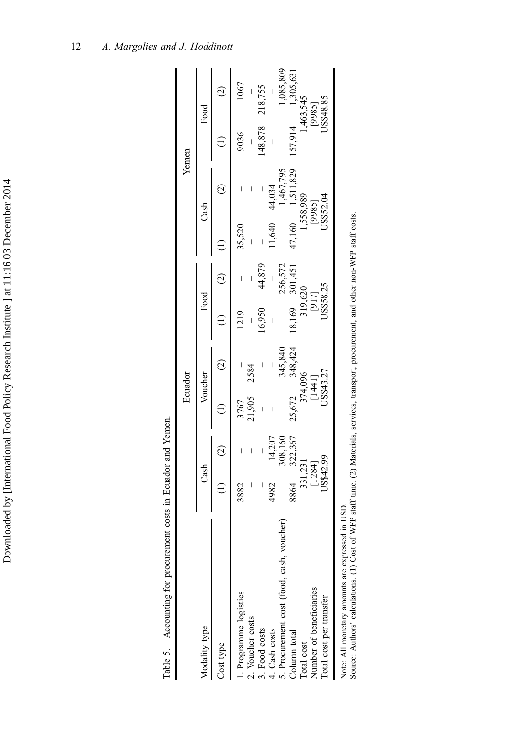Table 5. Accounting for procurement costs in Ecuador and Yemen.

| Modality type | Ecuador | | | | | | Yemen | | | |
|---|---|---|---|---|---|---|---|---|---|---|
| | Cash | | Voucher | | Food | | Cash | | Food | |
| Cost type | (1) | (2) | (1) | (2) | (1) | (2) | (1) | (2) | (1) | (2) |
| 1. Programme logistics | 3882 | – | 3767 | – | 1219 | – | 35,520 | – | 9036 | 1067 |
| 2. Voucher costs | – | – | 21,905 | 2584 | – | – | – | – | – | – |
| 3. Food costs | – | – | – | – | 16,950 | 44,879 | – | – | 148,878 | 218,755 |
| 4. Cash costs | 4982 | 14,207 | – | – | – | – | 11,640 | 44,034 | – | – |
| 5. Procurement cost (food, cash, voucher) | – | 308,160 | – | 345,840 | – | 256,572 | – | 1,467,795 | – | 1,085,809 |
| Column total | 8864 | 322,367 | 25,672 | 348,424 | 18,169 | 301,451 | 47,160 | 1,511,829 | 157,914 | 1,305,631 |
| Total cost | 331,231 | | 374,096 | | 319,620 | | 1,558,989 | | 1,463,545 | |
| Number of beneficiaries | [1284] | | [1441] | | [917] | | [9985] | | [9985] | |
| Total cost per transfer | US$42.99 | | US$43.27 | | US$58.25 | | US$52.04 | | US$48.85 | |

Note: All monetary amounts are expressed in USD.
Source: Authors' calculations. (1) Cost of WFP staff time. (2) Materials, services, transport, procurement, and other non-WFP staff costs.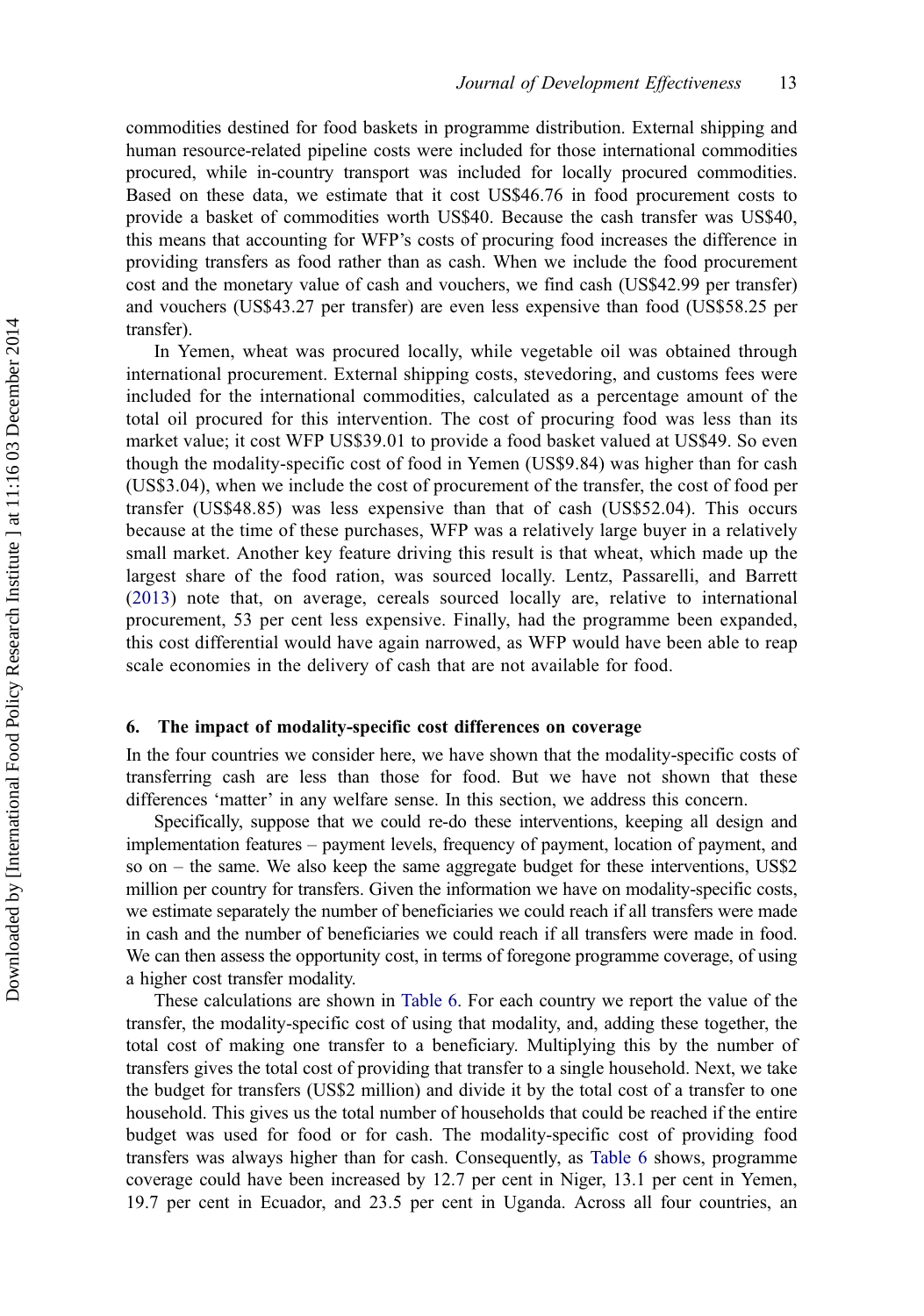commodities destined for food baskets in programme distribution. External shipping and human resource-related pipeline costs were included for those international commodities procured, while in-country transport was included for locally procured commodities. Based on these data, we estimate that it cost US$46.76 in food procurement costs to provide a basket of commodities worth US$40. Because the cash transfer was US$40, this means that accounting for WFP's costs of procuring food increases the difference in providing transfers as food rather than as cash. When we include the food procurement cost and the monetary value of cash and vouchers, we find cash (US$42.99 per transfer) and vouchers (US$43.27 per transfer) are even less expensive than food (US$58.25 per transfer).

In Yemen, wheat was procured locally, while vegetable oil was obtained through international procurement. External shipping costs, stevedoring, and customs fees were included for the international commodities, calculated as a percentage amount of the total oil procured for this intervention. The cost of procuring food was less than its market value; it cost WFP US$39.01 to provide a food basket valued at US$49. So even though the modality-specific cost of food in Yemen (US$9.84) was higher than for cash (US$3.04), when we include the cost of procurement of the transfer, the cost of food per transfer (US$48.85) was less expensive than that of cash (US$52.04). This occurs because at the time of these purchases, WFP was a relatively large buyer in a relatively small market. Another key feature driving this result is that wheat, which made up the largest share of the food ration, was sourced locally. Lentz, Passarelli, and Barrett (2013) note that, on average, cereals sourced locally are, relative to international procurement, 53 per cent less expensive. Finally, had the programme been expanded, this cost differential would have again narrowed, as WFP would have been able to reap scale economies in the delivery of cash that are not available for food.

## 6. The impact of modality-specific cost differences on coverage

In the four countries we consider here, we have shown that the modality-specific costs of transferring cash are less than those for food. But we have not shown that these differences 'matter' in any welfare sense. In this section, we address this concern.

Specifically, suppose that we could re-do these interventions, keeping all design and implementation features – payment levels, frequency of payment, location of payment, and so on – the same. We also keep the same aggregate budget for these interventions, US$2 million per country for transfers. Given the information we have on modality-specific costs, we estimate separately the number of beneficiaries we could reach if all transfers were made in cash and the number of beneficiaries we could reach if all transfers were made in food. We can then assess the opportunity cost, in terms of foregone programme coverage, of using a higher cost transfer modality.

These calculations are shown in Table 6. For each country we report the value of the transfer, the modality-specific cost of using that modality, and, adding these together, the total cost of making one transfer to a beneficiary. Multiplying this by the number of transfers gives the total cost of providing that transfer to a single household. Next, we take the budget for transfers (US$2 million) and divide it by the total cost of a transfer to one household. This gives us the total number of households that could be reached if the entire budget was used for food or for cash. The modality-specific cost of providing food transfers was always higher than for cash. Consequently, as Table 6 shows, programme coverage could have been increased by 12.7 per cent in Niger, 13.1 per cent in Yemen, 19.7 per cent in Ecuador, and 23.5 per cent in Uganda. Across all four countries, an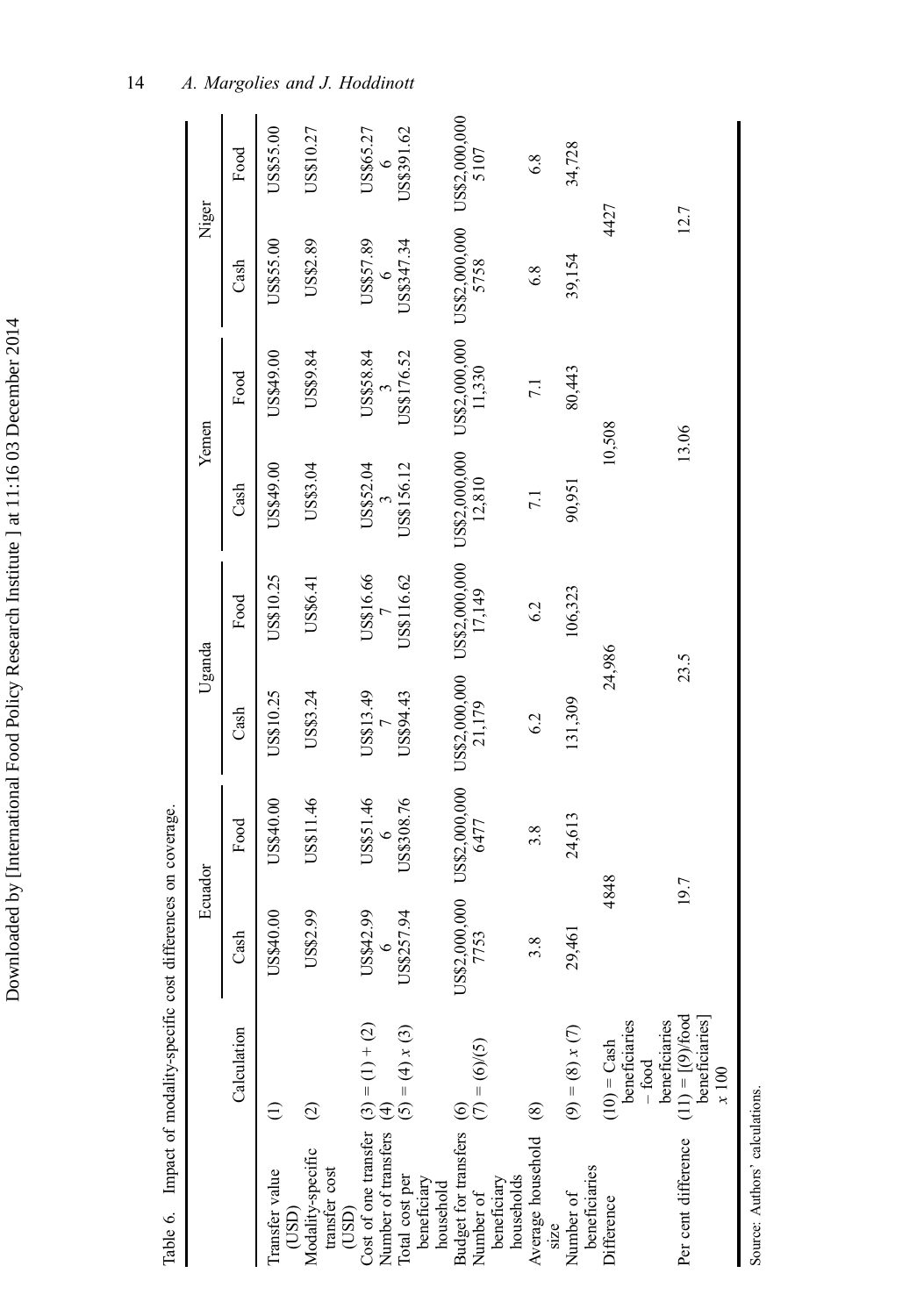Table 6. Impact of modality-specific cost differences on coverage.

| | Calculation | Ecuador | | Uganda | | Yemen | | Niger | |
|---|---|---|---|---|---|---|---|---|---|
| | | Cash | Food | Cash | Food | Cash | Food | Cash | Food |
| Transfer value (USD) | (1) | US$40.00 | US$40.00 | US$10.25 | US$10.25 | US$49.00 | US$49.00 | US$55.00 | US$55.00 |
| Modality-specific transfer cost (USD) | (2) | US$2.99 | US$11.46 | US$3.24 | US$6.41 | US$3.04 | US$9.84 | US$2.89 | US$10.27 |
| Cost of one transfer | (3) = (1) + (2) | US$42.99 | US$51.46 | US$13.49 | US$16.66 | US$52.04 | US$58.84 | US$57.89 | US$65.27 |
| Number of transfers | (4) | 6 | 6 | 7 | 7 | 3 | 3 | 6 | 6 |
| Total cost per beneficiary household | (5) = (4) x (3) | US$257.94 | US$308.76 | US$94.43 | US$116.62 | US$156.12 | US$176.52 | US$347.34 | US$391.62 |
| Budget for transfers | (6) | US$2,000,000 | US$2,000,000 | US$2,000,000 | US$2,000,000 | US$2,000,000 | US$2,000,000 | US$2,000,000 | US$2,000,000 |
| Number of beneficiary households | (7) = (6)/(5) | 7753 | 6477 | 21,179 | 17,149 | 12,810 | 11,330 | 5758 | 5107 |
| Average household size | (8) | 3.8 | 3.8 | 6.2 | 6.2 | 7.1 | 7.1 | 6.8 | 6.8 |
| Number of beneficiaries | (9) = (8) x (7) | 29,461 | 24,613 | 131,309 | 106,323 | 90,951 | 80,443 | 39,154 | 34,728 |
| Difference | (10) = Cash beneficiaries – food beneficiaries | 4848 | | 24,986 | | 10,508 | | 4427 | |
| Per cent difference | (11) = [(9)/food beneficiaries] x 100 | 19.7 | | 23.5 | | 13.06 | | 12.7 | |

Source: Authors' calculations.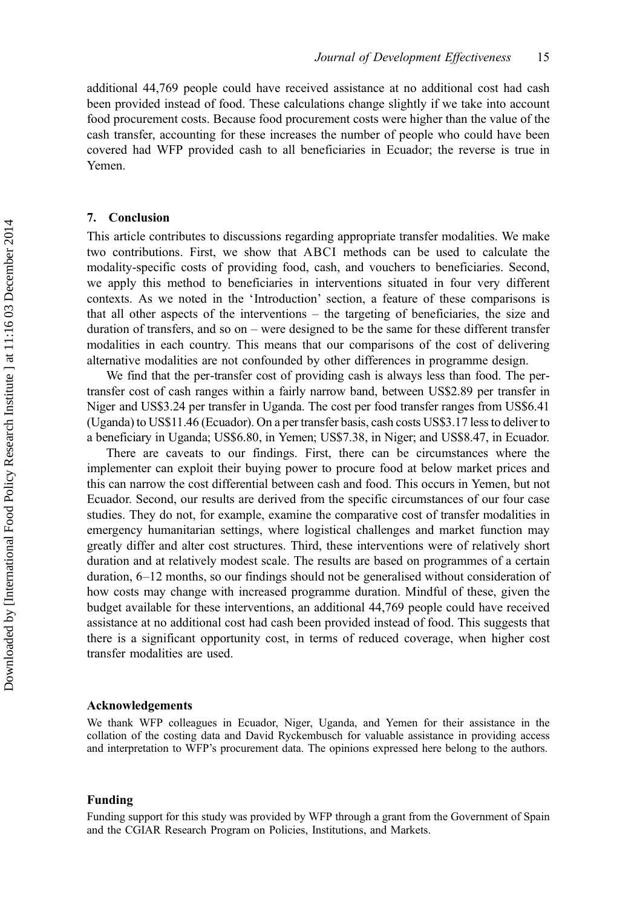additional 44,769 people could have received assistance at no additional cost had cash been provided instead of food. These calculations change slightly if we take into account food procurement costs. Because food procurement costs were higher than the value of the cash transfer, accounting for these increases the number of people who could have been covered had WFP provided cash to all beneficiaries in Ecuador; the reverse is true in Yemen.

## 7. Conclusion

This article contributes to discussions regarding appropriate transfer modalities. We make two contributions. First, we show that ABCI methods can be used to calculate the modality-specific costs of providing food, cash, and vouchers to beneficiaries. Second, we apply this method to beneficiaries in interventions situated in four very different contexts. As we noted in the 'Introduction' section, a feature of these comparisons is that all other aspects of the interventions – the targeting of beneficiaries, the size and duration of transfers, and so on – were designed to be the same for these different transfer modalities in each country. This means that our comparisons of the cost of delivering alternative modalities are not confounded by other differences in programme design.

We find that the per-transfer cost of providing cash is always less than food. The per-transfer cost of cash ranges within a fairly narrow band, between US$2.89 per transfer in Niger and US$3.24 per transfer in Uganda. The cost per food transfer ranges from US$6.41 (Uganda) to US$11.46 (Ecuador). On a per transfer basis, cash costs US$3.17 less to deliver to a beneficiary in Uganda; US$6.80, in Yemen; US$7.38, in Niger; and US$8.47, in Ecuador.

There are caveats to our findings. First, there can be circumstances where the implementer can exploit their buying power to procure food at below market prices and this can narrow the cost differential between cash and food. This occurs in Yemen, but not Ecuador. Second, our results are derived from the specific circumstances of our four case studies. They do not, for example, examine the comparative cost of transfer modalities in emergency humanitarian settings, where logistical challenges and market function may greatly differ and alter cost structures. Third, these interventions were of relatively short duration and at relatively modest scale. The results are based on programmes of a certain duration, 6–12 months, so our findings should not be generalised without consideration of how costs may change with increased programme duration. Mindful of these, given the budget available for these interventions, an additional 44,769 people could have received assistance at no additional cost had cash been provided instead of food. This suggests that there is a significant opportunity cost, in terms of reduced coverage, when higher cost transfer modalities are used.

### Acknowledgements

We thank WFP colleagues in Ecuador, Niger, Uganda, and Yemen for their assistance in the collation of the costing data and David Ryckembusch for valuable assistance in providing access and interpretation to WFP's procurement data. The opinions expressed here belong to the authors.

### Funding

Funding support for this study was provided by WFP through a grant from the Government of Spain and the CGIAR Research Program on Policies, Institutions, and Markets.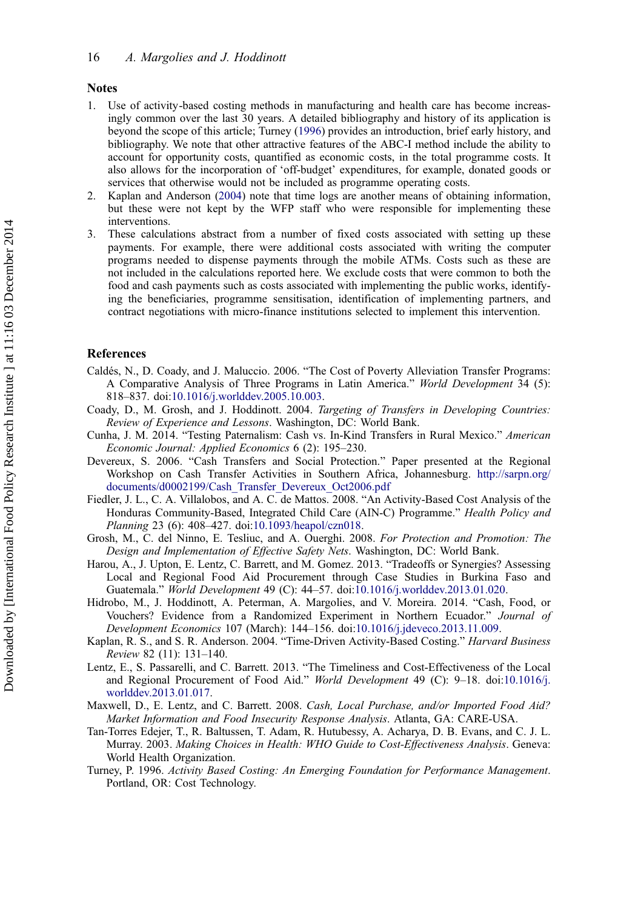## Notes

1. Use of activity-based costing methods in manufacturing and health care has become increasingly common over the last 30 years. A detailed bibliography and history of its application is beyond the scope of this article; Turney (1996) provides an introduction, brief early history, and bibliography. We note that other attractive features of the ABC-I method include the ability to account for opportunity costs, quantified as economic costs, in the total programme costs. It also allows for the incorporation of 'off-budget' expenditures, for example, donated goods or services that otherwise would not be included as programme operating costs.
2. Kaplan and Anderson (2004) note that time logs are another means of obtaining information, but these were not kept by the WFP staff who were responsible for implementing these interventions.
3. These calculations abstract from a number of fixed costs associated with setting up these payments. For example, there were additional costs associated with writing the computer programs needed to dispense payments through the mobile ATMs. Costs such as these are not included in the calculations reported here. We exclude costs that were common to both the food and cash payments such as costs associated with implementing the public works, identifying the beneficiaries, programme sensitisation, identification of implementing partners, and contract negotiations with micro-finance institutions selected to implement this intervention.

## References

Caldés, N., D. Coady, and J. Maluccio. 2006. "The Cost of Poverty Alleviation Transfer Programs: A Comparative Analysis of Three Programs in Latin America." *World Development* 34 (5): 818–837. doi:10.1016/j.worlddev.2005.10.003.

Coady, D., M. Grosh, and J. Hoddinott. 2004. *Targeting of Transfers in Developing Countries: Review of Experience and Lessons*. Washington, DC: World Bank.

Cunha, J. M. 2014. "Testing Paternalism: Cash vs. In-Kind Transfers in Rural Mexico." *American Economic Journal: Applied Economics* 6 (2): 195–230.

Devereux, S. 2006. "Cash Transfers and Social Protection." Paper presented at the Regional Workshop on Cash Transfer Activities in Southern Africa, Johannesburg. http://sarpn.org/documents/d0002199/Cash_Transfer_Devereux_Oct2006.pdf

Fiedler, J. L., C. A. Villalobos, and A. C. de Mattos. 2008. "An Activity-Based Cost Analysis of the Honduras Community-Based, Integrated Child Care (AIN-C) Programme." *Health Policy and Planning* 23 (6): 408–427. doi:10.1093/heapol/czn018.

Grosh, M., C. del Ninno, E. Tesliuc, and A. Ouerghi. 2008. *For Protection and Promotion: The Design and Implementation of Effective Safety Nets*. Washington, DC: World Bank.

Harou, A., J. Upton, E. Lentz, C. Barrett, and M. Gomez. 2013. "Tradeoffs or Synergies? Assessing Local and Regional Food Aid Procurement through Case Studies in Burkina Faso and Guatemala." *World Development* 49 (C): 44–57. doi:10.1016/j.worlddev.2013.01.020.

Hidrobo, M., J. Hoddinott, A. Peterman, A. Margolies, and V. Moreira. 2014. "Cash, Food, or Vouchers? Evidence from a Randomized Experiment in Northern Ecuador." *Journal of Development Economics* 107 (March): 144–156. doi:10.1016/j.jdeveco.2013.11.009.

Kaplan, R. S., and S. R. Anderson. 2004. "Time-Driven Activity-Based Costing." *Harvard Business Review* 82 (11): 131–140.

Lentz, E., S. Passarelli, and C. Barrett. 2013. "The Timeliness and Cost-Effectiveness of the Local and Regional Procurement of Food Aid." *World Development* 49 (C): 9–18. doi:10.1016/j.worlddev.2013.01.017.

Maxwell, D., E. Lentz, and C. Barrett. 2008. *Cash, Local Purchase, and/or Imported Food Aid? Market Information and Food Insecurity Response Analysis*. Atlanta, GA: CARE-USA.

Tan-Torres Edejer, T., R. Baltussen, T. Adam, R. Hutubessy, A. Acharya, D. B. Evans, and C. J. L. Murray. 2003. *Making Choices in Health: WHO Guide to Cost-Effectiveness Analysis*. Geneva: World Health Organization.

Turney, P. 1996. *Activity Based Costing: An Emerging Foundation for Performance Management*. Portland, OR: Cost Technology.